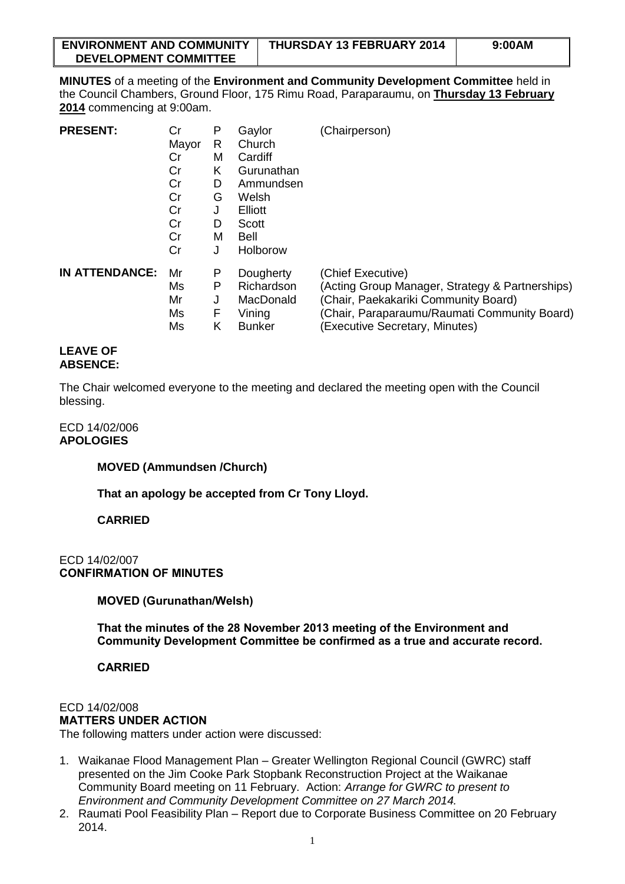| ENVIRONMENT AND COMMUNITY DEVELOPMENT COMMITTEE | THURSDAY 13 FEBRUARY 2014 | 9:00AM |
| --- | --- | --- |

**MINUTES** of a meeting of the **Environment and Community Development Committee** held in the Council Chambers, Ground Floor, 175 Rimu Road, Paraparaumu, on **Thursday 13 February 2014** commencing at 9:00am.

| | | | | |
| --- | --- | --- | --- | --- |
| **PRESENT:** | Cr | P | Gaylor | (Chairperson) |
| | Mayor | R | Church | |
| | Cr | M | Cardiff | |
| | Cr | K | Gurunathan | |
| | Cr | D | Ammundsen | |
| | Cr | G | Welsh | |
| | Cr | J | Elliott | |
| | Cr | D | Scott | |
| | Cr | M | Bell | |
| | Cr | J | Holborow | |
| **IN ATTENDANCE:** | Mr | P | Dougherty | (Chief Executive) |
| | Ms | P | Richardson | (Acting Group Manager, Strategy & Partnerships) |
| | Mr | J | MacDonald | (Chair, Paekakariki Community Board) |
| | Ms | F | Vining | (Chair, Paraparaumu/Raumati Community Board) |
| | Ms | K | Bunker | (Executive Secretary, Minutes) |

**LEAVE OF ABSENCE:**

The Chair welcomed everyone to the meeting and declared the meeting open with the Council blessing.

ECD 14/02/006
**APOLOGIES**

**MOVED (Ammundsen /Church)**

**That an apology be accepted from Cr Tony Lloyd.**

**CARRIED**

ECD 14/02/007
**CONFIRMATION OF MINUTES**

**MOVED (Gurunathan/Welsh)**

**That the minutes of the 28 November 2013 meeting of the Environment and Community Development Committee be confirmed as a true and accurate record.**

**CARRIED**

ECD 14/02/008
**MATTERS UNDER ACTION**

The following matters under action were discussed:

1. Waikanae Flood Management Plan – Greater Wellington Regional Council (GWRC) staff presented on the Jim Cooke Park Stopbank Reconstruction Project at the Waikanae Community Board meeting on 11 February. Action: *Arrange for GWRC to present to Environment and Community Development Committee on 27 March 2014.*
2. Raumati Pool Feasibility Plan – Report due to Corporate Business Committee on 20 February 2014.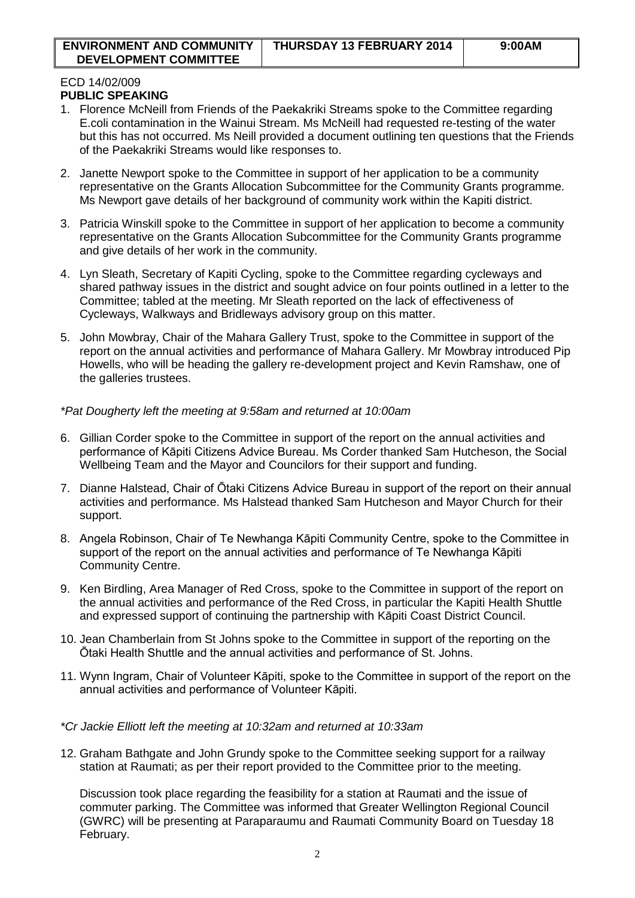| ENVIRONMENT AND COMMUNITY DEVELOPMENT COMMITTEE | THURSDAY 13 FEBRUARY 2014 | 9:00AM |
|---|---|---|

ECD 14/02/009
**PUBLIC SPEAKING**

1. Florence McNeill from Friends of the Paekakriki Streams spoke to the Committee regarding E.coli contamination in the Wainui Stream. Ms McNeill had requested re-testing of the water but this has not occurred. Ms Neill provided a document outlining ten questions that the Friends of the Paekakriki Streams would like responses to.

2. Janette Newport spoke to the Committee in support of her application to be a community representative on the Grants Allocation Subcommittee for the Community Grants programme. Ms Newport gave details of her background of community work within the Kapiti district.

3. Patricia Winskill spoke to the Committee in support of her application to become a community representative on the Grants Allocation Subcommittee for the Community Grants programme and give details of her work in the community.

4. Lyn Sleath, Secretary of Kapiti Cycling, spoke to the Committee regarding cycleways and shared pathway issues in the district and sought advice on four points outlined in a letter to the Committee; tabled at the meeting. Mr Sleath reported on the lack of effectiveness of Cycleways, Walkways and Bridleways advisory group on this matter.

5. John Mowbray, Chair of the Mahara Gallery Trust, spoke to the Committee in support of the report on the annual activities and performance of Mahara Gallery. Mr Mowbray introduced Pip Howells, who will be heading the gallery re-development project and Kevin Ramshaw, one of the galleries trustees.

*\*Pat Dougherty left the meeting at 9:58am and returned at 10:00am*

6. Gillian Corder spoke to the Committee in support of the report on the annual activities and performance of Kāpiti Citizens Advice Bureau. Ms Corder thanked Sam Hutcheson, the Social Wellbeing Team and the Mayor and Councilors for their support and funding.

7. Dianne Halstead, Chair of Ōtaki Citizens Advice Bureau in support of the report on their annual activities and performance. Ms Halstead thanked Sam Hutcheson and Mayor Church for their support.

8. Angela Robinson, Chair of Te Newhanga Kāpiti Community Centre, spoke to the Committee in support of the report on the annual activities and performance of Te Newhanga Kāpiti Community Centre.

9. Ken Birdling, Area Manager of Red Cross, spoke to the Committee in support of the report on the annual activities and performance of the Red Cross, in particular the Kapiti Health Shuttle and expressed support of continuing the partnership with Kāpiti Coast District Council.

10. Jean Chamberlain from St Johns spoke to the Committee in support of the reporting on the Ōtaki Health Shuttle and the annual activities and performance of St. Johns.

11. Wynn Ingram, Chair of Volunteer Kāpiti, spoke to the Committee in support of the report on the annual activities and performance of Volunteer Kāpiti.

*\*Cr Jackie Elliott left the meeting at 10:32am and returned at 10:33am*

12. Graham Bathgate and John Grundy spoke to the Committee seeking support for a railway station at Raumati; as per their report provided to the Committee prior to the meeting.

    Discussion took place regarding the feasibility for a station at Raumati and the issue of commuter parking. The Committee was informed that Greater Wellington Regional Council (GWRC) will be presenting at Paraparaumu and Raumati Community Board on Tuesday 18 February.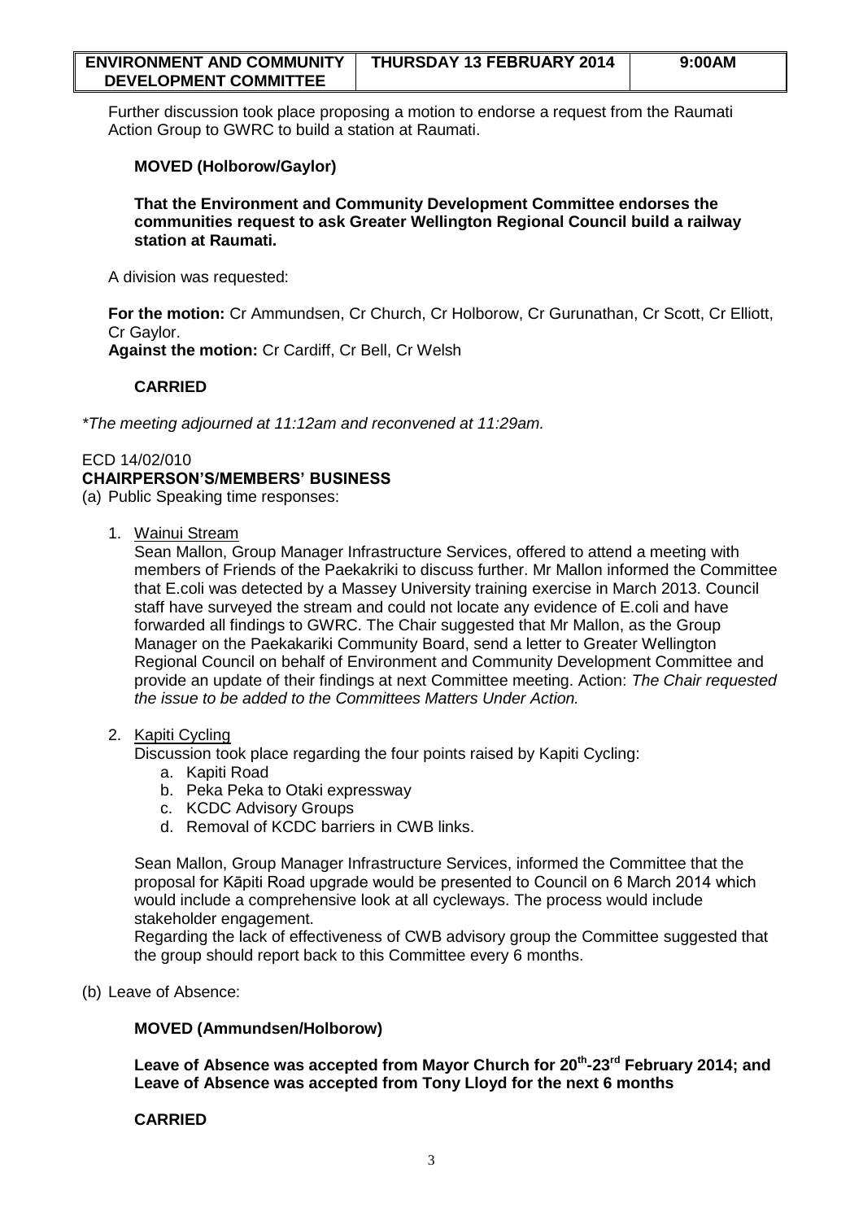Further discussion took place proposing a motion to endorse a request from the Raumati Action Group to GWRC to build a station at Raumati.

**MOVED (Holborow/Gaylor)**

**That the Environment and Community Development Committee endorses the communities request to ask Greater Wellington Regional Council build a railway station at Raumati.**

A division was requested:

**For the motion:** Cr Ammundsen, Cr Church, Cr Holborow, Cr Gurunathan, Cr Scott, Cr Elliott, Cr Gaylor.
**Against the motion:** Cr Cardiff, Cr Bell, Cr Welsh

**CARRIED**

*\*The meeting adjourned at 11:12am and reconvened at 11:29am.*

ECD 14/02/010
**CHAIRPERSON'S/MEMBERS' BUSINESS**

(a) Public Speaking time responses:

1. Wainui Stream

   Sean Mallon, Group Manager Infrastructure Services, offered to attend a meeting with members of Friends of the Paekakriki to discuss further. Mr Mallon informed the Committee that E.coli was detected by a Massey University training exercise in March 2013. Council staff have surveyed the stream and could not locate any evidence of E.coli and have forwarded all findings to GWRC. The Chair suggested that Mr Mallon, as the Group Manager on the Paekakariki Community Board, send a letter to Greater Wellington Regional Council on behalf of Environment and Community Development Committee and provide an update of their findings at next Committee meeting. Action: *The Chair requested the issue to be added to the Committees Matters Under Action.*

2. Kapiti Cycling

   Discussion took place regarding the four points raised by Kapiti Cycling:
   a. Kapiti Road
   b. Peka Peka to Otaki expressway
   c. KCDC Advisory Groups
   d. Removal of KCDC barriers in CWB links.

   Sean Mallon, Group Manager Infrastructure Services, informed the Committee that the proposal for Kāpiti Road upgrade would be presented to Council on 6 March 2014 which would include a comprehensive look at all cycleways. The process would include stakeholder engagement.
   Regarding the lack of effectiveness of CWB advisory group the Committee suggested that the group should report back to this Committee every 6 months.

(b) Leave of Absence:

**MOVED (Ammundsen/Holborow)**

**Leave of Absence was accepted from Mayor Church for 20th-23rd February 2014; and Leave of Absence was accepted from Tony Lloyd for the next 6 months**

**CARRIED**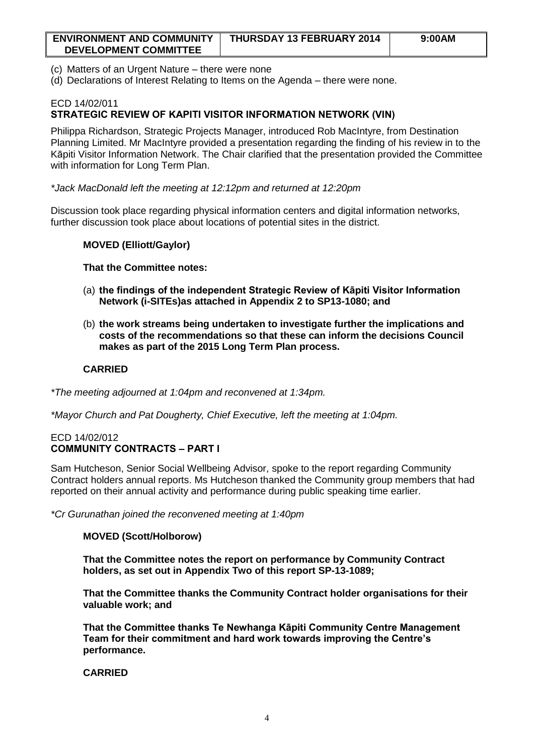(c) Matters of an Urgent Nature – there were none

(d) Declarations of Interest Relating to Items on the Agenda – there were none.

ECD 14/02/011

**STRATEGIC REVIEW OF KAPITI VISITOR INFORMATION NETWORK (VIN)**

Philippa Richardson, Strategic Projects Manager, introduced Rob MacIntyre, from Destination Planning Limited. Mr MacIntyre provided a presentation regarding the finding of his review in to the Kāpiti Visitor Information Network. The Chair clarified that the presentation provided the Committee with information for Long Term Plan.

*\*Jack MacDonald left the meeting at 12:12pm and returned at 12:20pm*

Discussion took place regarding physical information centers and digital information networks, further discussion took place about locations of potential sites in the district.

**MOVED (Elliott/Gaylor)**

**That the Committee notes:**

(a) **the findings of the independent Strategic Review of Kāpiti Visitor Information Network (i-SITEs)as attached in Appendix 2 to SP13-1080; and**

(b) **the work streams being undertaken to investigate further the implications and costs of the recommendations so that these can inform the decisions Council makes as part of the 2015 Long Term Plan process.**

**CARRIED**

*\*The meeting adjourned at 1:04pm and reconvened at 1:34pm.*

*\*Mayor Church and Pat Dougherty, Chief Executive, left the meeting at 1:04pm.*

ECD 14/02/012

**COMMUNITY CONTRACTS – PART I**

Sam Hutcheson, Senior Social Wellbeing Advisor, spoke to the report regarding Community Contract holders annual reports. Ms Hutcheson thanked the Community group members that had reported on their annual activity and performance during public speaking time earlier.

*\*Cr Gurunathan joined the reconvened meeting at 1:40pm*

**MOVED (Scott/Holborow)**

**That the Committee notes the report on performance by Community Contract holders, as set out in Appendix Two of this report SP-13-1089;**

**That the Committee thanks the Community Contract holder organisations for their valuable work; and**

**That the Committee thanks Te Newhanga Kāpiti Community Centre Management Team for their commitment and hard work towards improving the Centre's performance.**

**CARRIED**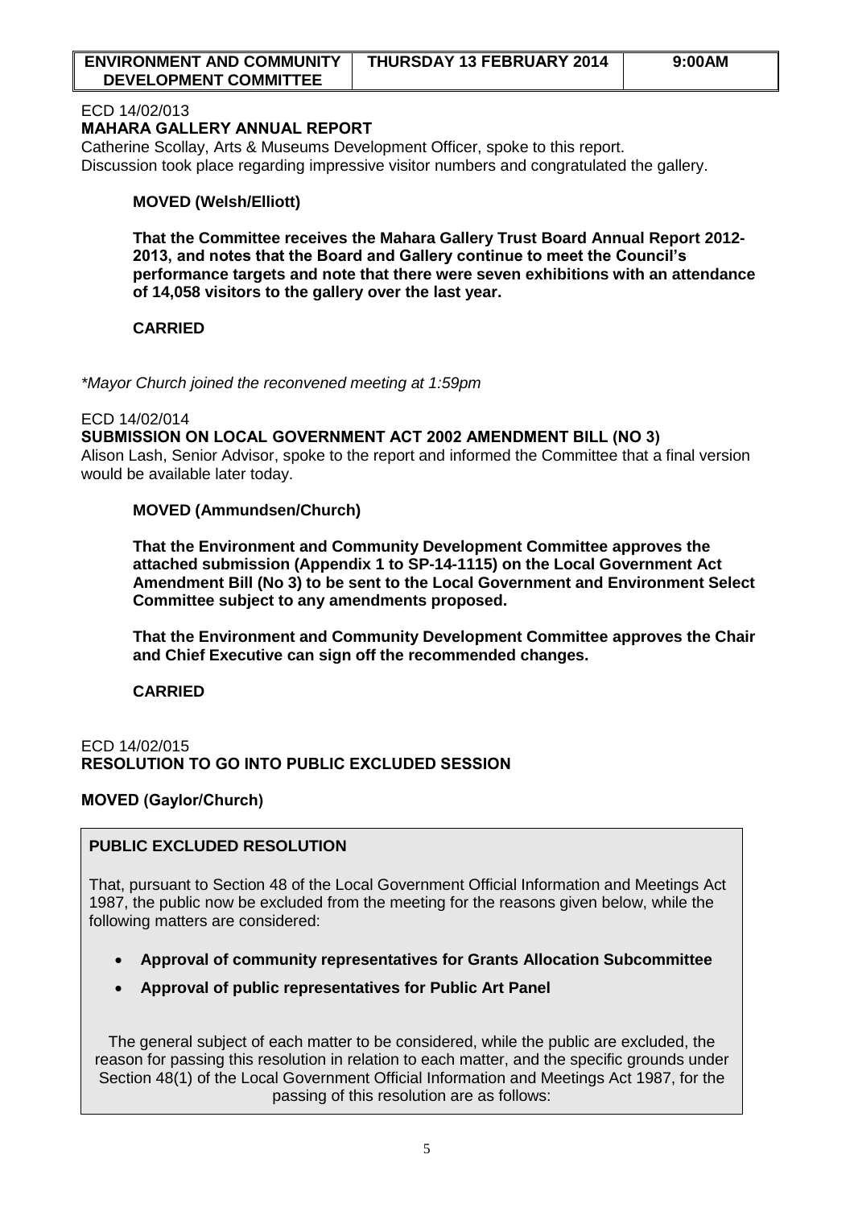ECD 14/02/013

**MAHARA GALLERY ANNUAL REPORT**

Catherine Scollay, Arts & Museums Development Officer, spoke to this report.
Discussion took place regarding impressive visitor numbers and congratulated the gallery.

**MOVED (Welsh/Elliott)**

**That the Committee receives the Mahara Gallery Trust Board Annual Report 2012-2013, and notes that the Board and Gallery continue to meet the Council's performance targets and note that there were seven exhibitions with an attendance of 14,058 visitors to the gallery over the last year.**

**CARRIED**

*\*Mayor Church joined the reconvened meeting at 1:59pm*

ECD 14/02/014

**SUBMISSION ON LOCAL GOVERNMENT ACT 2002 AMENDMENT BILL (NO 3)**

Alison Lash, Senior Advisor, spoke to the report and informed the Committee that a final version would be available later today.

**MOVED (Ammundsen/Church)**

**That the Environment and Community Development Committee approves the attached submission (Appendix 1 to SP-14-1115) on the Local Government Act Amendment Bill (No 3) to be sent to the Local Government and Environment Select Committee subject to any amendments proposed.**

**That the Environment and Community Development Committee approves the Chair and Chief Executive can sign off the recommended changes.**

**CARRIED**

ECD 14/02/015

**RESOLUTION TO GO INTO PUBLIC EXCLUDED SESSION**

**MOVED (Gaylor/Church)**

**PUBLIC EXCLUDED RESOLUTION**

That, pursuant to Section 48 of the Local Government Official Information and Meetings Act 1987, the public now be excluded from the meeting for the reasons given below, while the following matters are considered:

- **Approval of community representatives for Grants Allocation Subcommittee**
- **Approval of public representatives for Public Art Panel**

The general subject of each matter to be considered, while the public are excluded, the reason for passing this resolution in relation to each matter, and the specific grounds under Section 48(1) of the Local Government Official Information and Meetings Act 1987, for the passing of this resolution are as follows: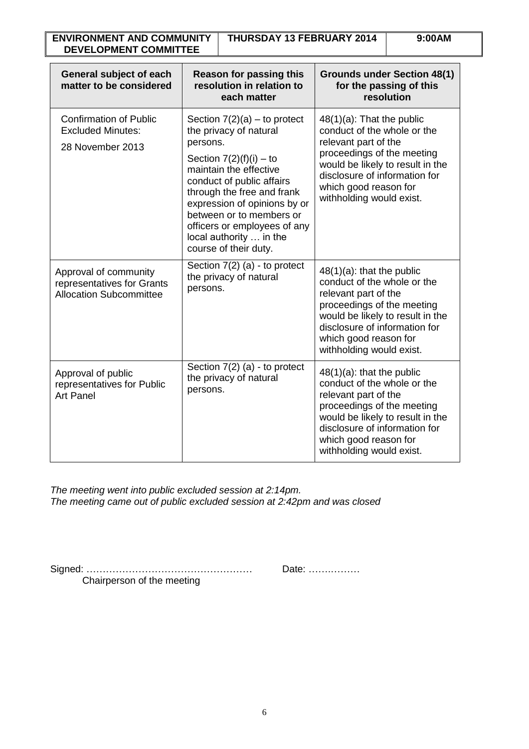| General subject of each matter to be considered | Reason for passing this resolution in relation to each matter | Grounds under Section 48(1) for the passing of this resolution |
| --- | --- | --- |
| Confirmation of Public Excluded Minutes:<br>28 November 2013 | Section 7(2)(a) – to protect the privacy of natural persons.<br>Section 7(2)(f)(i) – to maintain the effective conduct of public affairs through the free and frank expression of opinions by or between or to members or officers or employees of any local authority … in the course of their duty. | 48(1)(a): That the public conduct of the whole or the relevant part of the proceedings of the meeting would be likely to result in the disclosure of information for which good reason for withholding would exist. |
| Approval of community representatives for Grants Allocation Subcommittee | Section 7(2) (a) - to protect the privacy of natural persons. | 48(1)(a): that the public conduct of the whole or the relevant part of the proceedings of the meeting would be likely to result in the disclosure of information for which good reason for withholding would exist. |
| Approval of public representatives for Public Art Panel | Section 7(2) (a) - to protect the privacy of natural persons. | 48(1)(a): that the public conduct of the whole or the relevant part of the proceedings of the meeting would be likely to result in the disclosure of information for which good reason for withholding would exist. |

*The meeting went into public excluded session at 2:14pm.*
*The meeting came out of public excluded session at 2:42pm and was closed*

Signed: …………………………………………… Date: ……………
Chairperson of the meeting